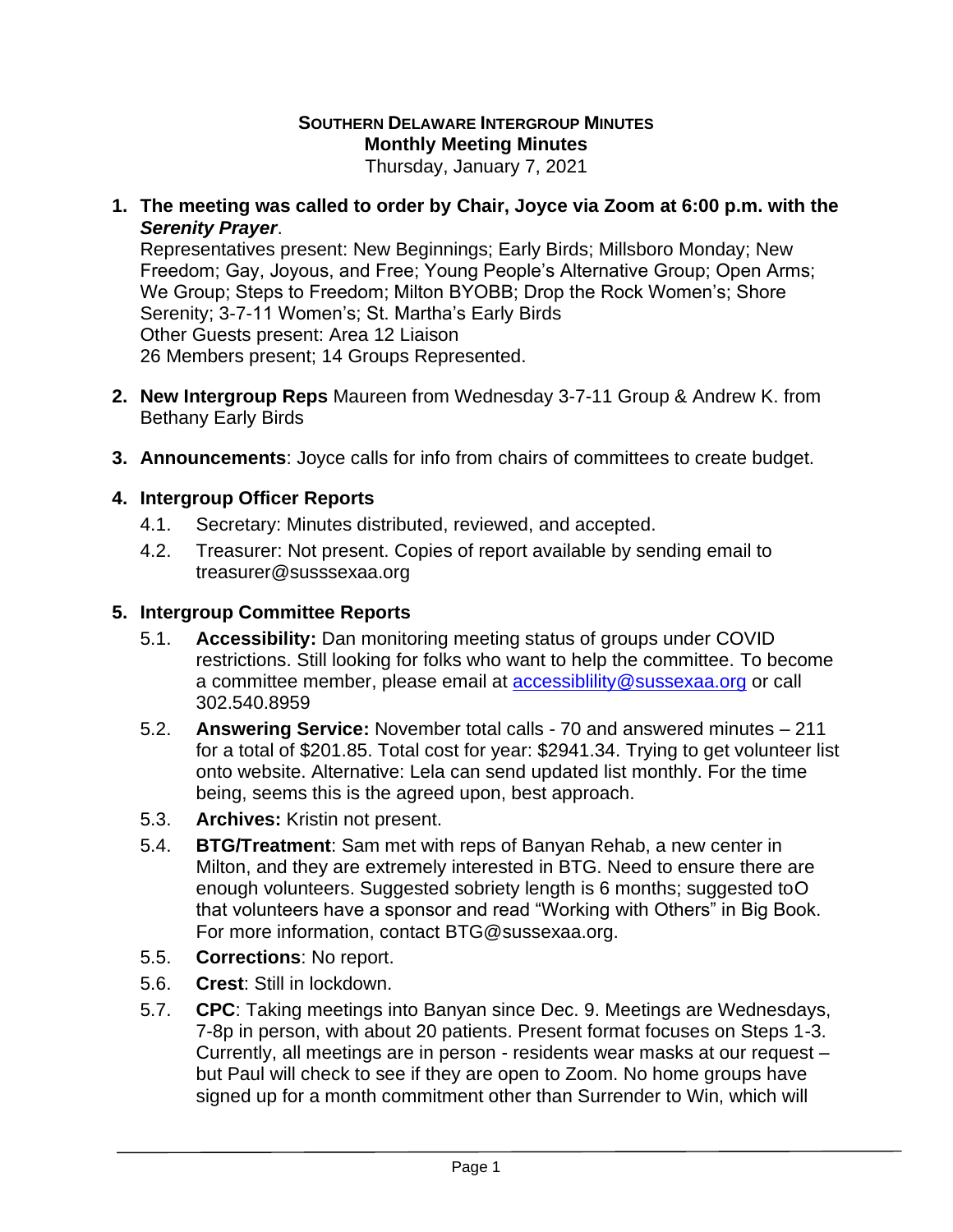**SOUTHERN DELAWARE INTERGROUP MINUTES**
**Monthly Meeting Minutes**
Thursday, January 7, 2021

1. **The meeting was called to order by Chair, Joyce via Zoom at 6:00 p.m. with the *Serenity Prayer*.**
   Representatives present: New Beginnings; Early Birds; Millsboro Monday; New Freedom; Gay, Joyous, and Free; Young People's Alternative Group; Open Arms; We Group; Steps to Freedom; Milton BYOBB; Drop the Rock Women's; Shore Serenity; 3-7-11 Women's; St. Martha's Early Birds
   Other Guests present: Area 12 Liaison
   26 Members present; 14 Groups Represented.

2. **New Intergroup Reps** Maureen from Wednesday 3-7-11 Group & Andrew K. from Bethany Early Birds

3. **Announcements**: Joyce calls for info from chairs of committees to create budget.

4. **Intergroup Officer Reports**
   - 4.1. Secretary: Minutes distributed, reviewed, and accepted.
   - 4.2. Treasurer: Not present. Copies of report available by sending email to treasurer@susssexaa.org

5. **Intergroup Committee Reports**
   - 5.1. **Accessibility:** Dan monitoring meeting status of groups under COVID restrictions. Still looking for folks who want to help the committee. To become a committee member, please email at accessiblility@sussexaa.org or call 302.540.8959
   - 5.2. **Answering Service:** November total calls - 70 and answered minutes – 211 for a total of $201.85. Total cost for year: $2941.34. Trying to get volunteer list onto website. Alternative: Lela can send updated list monthly. For the time being, seems this is the agreed upon, best approach.
   - 5.3. **Archives:** Kristin not present.
   - 5.4. **BTG/Treatment**: Sam met with reps of Banyan Rehab, a new center in Milton, and they are extremely interested in BTG. Need to ensure there are enough volunteers. Suggested sobriety length is 6 months; suggested toO that volunteers have a sponsor and read "Working with Others" in Big Book. For more information, contact BTG@sussexaa.org.
   - 5.5. **Corrections**: No report.
   - 5.6. **Crest**: Still in lockdown.
   - 5.7. **CPC**: Taking meetings into Banyan since Dec. 9. Meetings are Wednesdays, 7-8p in person, with about 20 patients. Present format focuses on Steps 1-3. Currently, all meetings are in person - residents wear masks at our request – but Paul will check to see if they are open to Zoom. No home groups have signed up for a month commitment other than Surrender to Win, which will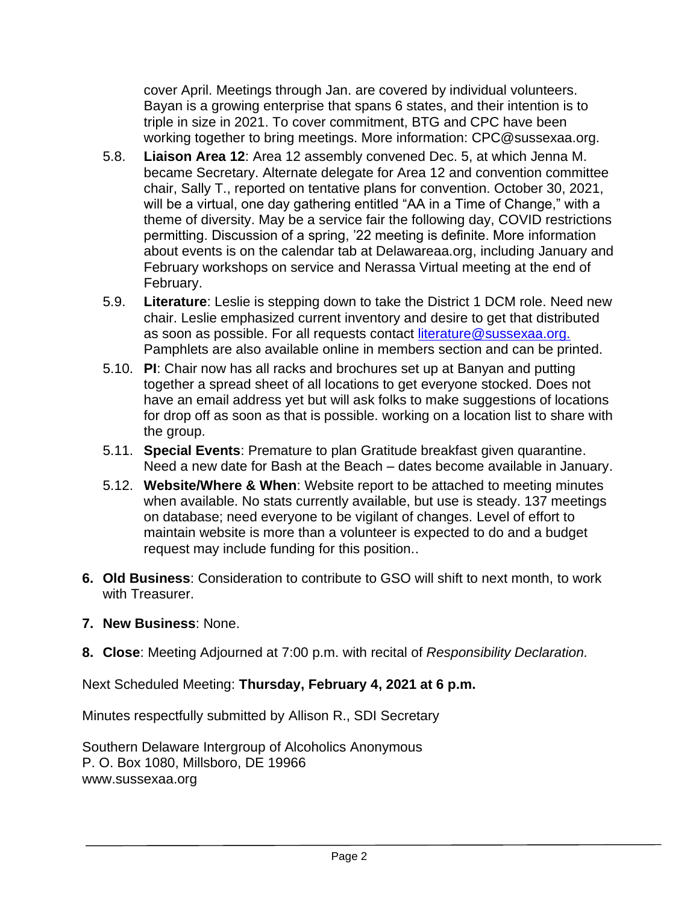cover April. Meetings through Jan. are covered by individual volunteers. Bayan is a growing enterprise that spans 6 states, and their intention is to triple in size in 2021. To cover commitment, BTG and CPC have been working together to bring meetings. More information: CPC@sussexaa.org.

5.8. **Liaison Area 12**: Area 12 assembly convened Dec. 5, at which Jenna M. became Secretary. Alternate delegate for Area 12 and convention committee chair, Sally T., reported on tentative plans for convention. October 30, 2021, will be a virtual, one day gathering entitled "AA in a Time of Change," with a theme of diversity. May be a service fair the following day, COVID restrictions permitting. Discussion of a spring, '22 meeting is definite. More information about events is on the calendar tab at Delawareaa.org, including January and February workshops on service and Nerassa Virtual meeting at the end of February.

5.9. **Literature**: Leslie is stepping down to take the District 1 DCM role. Need new chair. Leslie emphasized current inventory and desire to get that distributed as soon as possible. For all requests contact literature@sussexaa.org. Pamphlets are also available online in members section and can be printed.

5.10. **PI**: Chair now has all racks and brochures set up at Banyan and putting together a spread sheet of all locations to get everyone stocked. Does not have an email address yet but will ask folks to make suggestions of locations for drop off as soon as that is possible. working on a location list to share with the group.

5.11. **Special Events**: Premature to plan Gratitude breakfast given quarantine. Need a new date for Bash at the Beach – dates become available in January.

5.12. **Website/Where & When**: Website report to be attached to meeting minutes when available. No stats currently available, but use is steady. 137 meetings on database; need everyone to be vigilant of changes. Level of effort to maintain website is more than a volunteer is expected to do and a budget request may include funding for this position..

6. **Old Business**: Consideration to contribute to GSO will shift to next month, to work with Treasurer.

7. **New Business**: None.

8. **Close**: Meeting Adjourned at 7:00 p.m. with recital of *Responsibility Declaration.*

Next Scheduled Meeting: **Thursday, February 4, 2021 at 6 p.m.**

Minutes respectfully submitted by Allison R., SDI Secretary

Southern Delaware Intergroup of Alcoholics Anonymous
P. O. Box 1080, Millsboro, DE 19966
www.sussexaa.org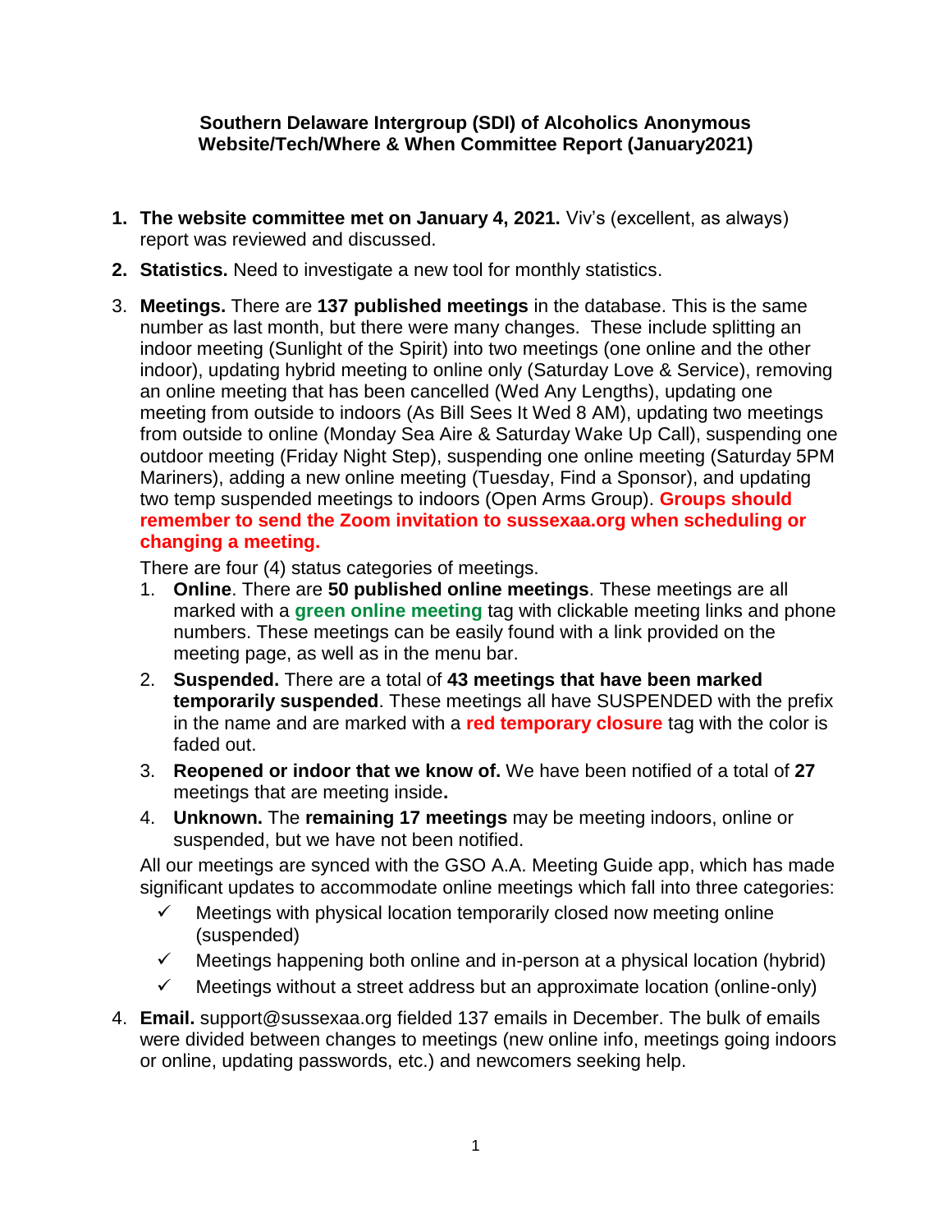**Southern Delaware Intergroup (SDI) of Alcoholics Anonymous**
**Website/Tech/Where & When Committee Report (January2021)**

1. **The website committee met on January 4, 2021.** Viv's (excellent, as always) report was reviewed and discussed.
2. **Statistics.** Need to investigate a new tool for monthly statistics.
3. **Meetings.** There are **137 published meetings** in the database. This is the same number as last month, but there were many changes. These include splitting an indoor meeting (Sunlight of the Spirit) into two meetings (one online and the other indoor), updating hybrid meeting to online only (Saturday Love & Service), removing an online meeting that has been cancelled (Wed Any Lengths), updating one meeting from outside to indoors (As Bill Sees It Wed 8 AM), updating two meetings from outside to online (Monday Sea Aire & Saturday Wake Up Call), suspending one outdoor meeting (Friday Night Step), suspending one online meeting (Saturday 5PM Mariners), adding a new online meeting (Tuesday, Find a Sponsor), and updating two temp suspended meetings to indoors (Open Arms Group). **Groups should remember to send the Zoom invitation to sussexaa.org when scheduling or changing a meeting.**

   There are four (4) status categories of meetings.
   1. **Online**. There are **50 published online meetings**. These meetings are all marked with a **green online meeting** tag with clickable meeting links and phone numbers. These meetings can be easily found with a link provided on the meeting page, as well as in the menu bar.
   2. **Suspended.** There are a total of **43 meetings that have been marked temporarily suspended**. These meetings all have SUSPENDED with the prefix in the name and are marked with a **red temporary closure** tag with the color is faded out.
   3. **Reopened or indoor that we know of.** We have been notified of a total of **27** meetings that are meeting inside**.**
   4. **Unknown.** The **remaining 17 meetings** may be meeting indoors, online or suspended, but we have not been notified.

   All our meetings are synced with the GSO A.A. Meeting Guide app, which has made significant updates to accommodate online meetings which fall into three categories:
   - ✓ Meetings with physical location temporarily closed now meeting online (suspended)
   - ✓ Meetings happening both online and in-person at a physical location (hybrid)
   - ✓ Meetings without a street address but an approximate location (online-only)
4. **Email.** support@sussexaa.org fielded 137 emails in December. The bulk of emails were divided between changes to meetings (new online info, meetings going indoors or online, updating passwords, etc.) and newcomers seeking help.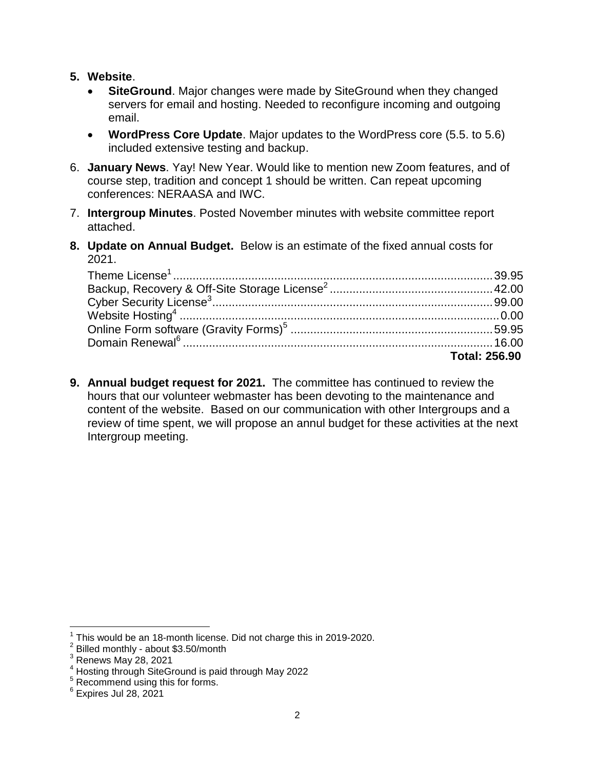5. **Website**.
   - **SiteGround**. Major changes were made by SiteGround when they changed servers for email and hosting. Needed to reconfigure incoming and outgoing email.
   - **WordPress Core Update**. Major updates to the WordPress core (5.5. to 5.6) included extensive testing and backup.
6. **January News**. Yay! New Year. Would like to mention new Zoom features, and of course step, tradition and concept 1 should be written. Can repeat upcoming conferences: NERAASA and IWC.
7. **Intergroup Minutes**. Posted November minutes with website committee report attached.
8. **Update on Annual Budget.** Below is an estimate of the fixed annual costs for 2021.

| | |
|---|---|
| Theme License[1] | 39.95 |
| Backup, Recovery & Off-Site Storage License[2] | 42.00 |
| Cyber Security License[3] | 99.00 |
| Website Hosting[4] | 0.00 |
| Online Form software (Gravity Forms)[5] | 59.95 |
| Domain Renewal[6] | 16.00 |
| | **Total: 256.90** |

9. **Annual budget request for 2021.** The committee has continued to review the hours that our volunteer webmaster has been devoting to the maintenance and content of the website. Based on our communication with other Intergroups and a review of time spent, we will propose an annul budget for these activities at the next Intergroup meeting.

[1] This would be an 18-month license. Did not charge this in 2019-2020.
[2] Billed monthly - about $3.50/month
[3] Renews May 28, 2021
[4] Hosting through SiteGround is paid through May 2022
[5] Recommend using this for forms.
[6] Expires Jul 28, 2021